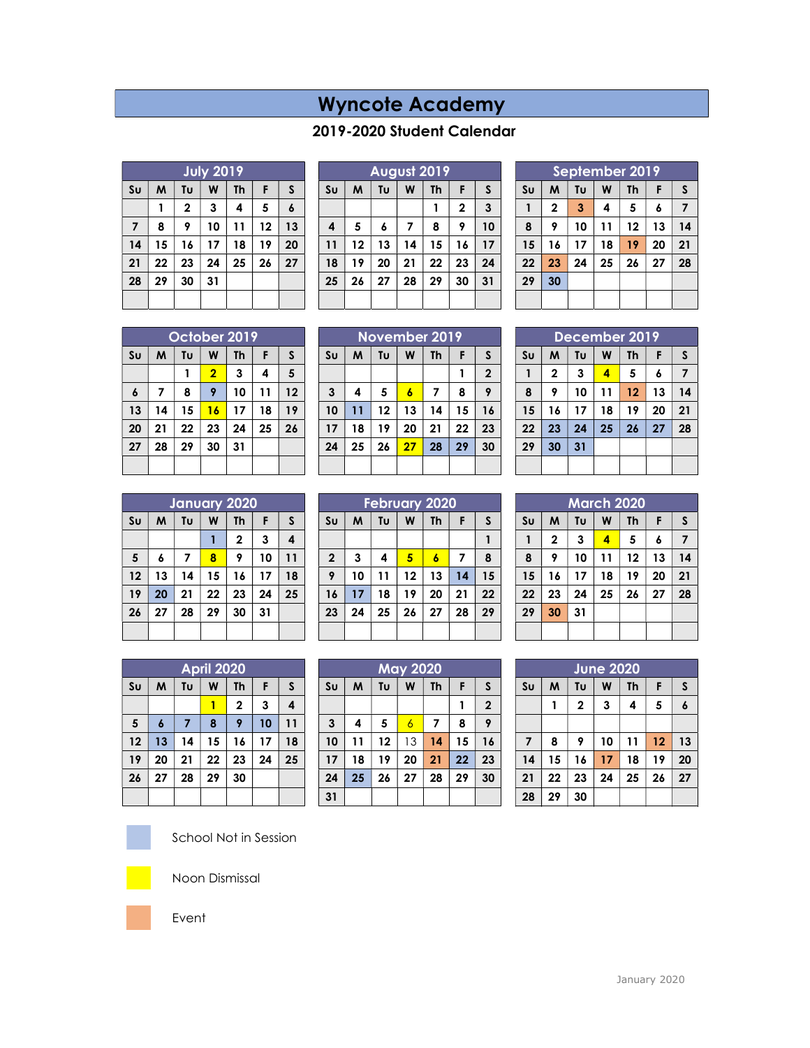# Wyncote Academy

## 2019-2020 Student Calendar

### July 2019

| Su | M | Tu | W | Th | F | S |
|---|---|---|---|---|---|---|
| | 1 | 2 | 3 | 4 | 5 | 6 |
| 7 | 8 | 9 | 10 | 11 | 12 | 13 |
| 14 | 15 | 16 | 17 | 18 | 19 | 20 |
| 21 | 22 | 23 | 24 | 25 | 26 | 27 |
| 28 | 29 | 30 | 31 | | | |

### August 2019

| Su | M | Tu | W | Th | F | S |
|---|---|---|---|---|---|---|
| | | | | 1 | 2 | 3 |
| 4 | 5 | 6 | 7 | 8 | 9 | 10 |
| 11 | 12 | 13 | 14 | 15 | 16 | 17 |
| 18 | 19 | 20 | 21 | 22 | 23 | 24 |
| 25 | 26 | 27 | 28 | 29 | 30 | 31 |

### September 2019

| Su | M | Tu | W | Th | F | S |
|---|---|---|---|---|---|---|
| 1 | 2 | 3 | 4 | 5 | 6 | 7 |
| 8 | 9 | 10 | 11 | 12 | 13 | 14 |
| 15 | 16 | 17 | 18 | 19 | 20 | 21 |
| 22 | 23 | 24 | 25 | 26 | 27 | 28 |
| 29 | 30 | | | | | |

### October 2019

| Su | M | Tu | W | Th | F | S |
|---|---|---|---|---|---|---|
| | | 1 | 2 | 3 | 4 | 5 |
| 6 | 7 | 8 | 9 | 10 | 11 | 12 |
| 13 | 14 | 15 | 16 | 17 | 18 | 19 |
| 20 | 21 | 22 | 23 | 24 | 25 | 26 |
| 27 | 28 | 29 | 30 | 31 | | |

### November 2019

| Su | M | Tu | W | Th | F | S |
|---|---|---|---|---|---|---|
| | | | | | 1 | 2 |
| 3 | 4 | 5 | 6 | 7 | 8 | 9 |
| 10 | 11 | 12 | 13 | 14 | 15 | 16 |
| 17 | 18 | 19 | 20 | 21 | 22 | 23 |
| 24 | 25 | 26 | 27 | 28 | 29 | 30 |

### December 2019

| Su | M | Tu | W | Th | F | S |
|---|---|---|---|---|---|---|
| 1 | 2 | 3 | 4 | 5 | 6 | 7 |
| 8 | 9 | 10 | 11 | 12 | 13 | 14 |
| 15 | 16 | 17 | 18 | 19 | 20 | 21 |
| 22 | 23 | 24 | 25 | 26 | 27 | 28 |
| 29 | 30 | 31 | | | | |

### January 2020

| Su | M | Tu | W | Th | F | S |
|---|---|---|---|---|---|---|
| | | | 1 | 2 | 3 | 4 |
| 5 | 6 | 7 | 8 | 9 | 10 | 11 |
| 12 | 13 | 14 | 15 | 16 | 17 | 18 |
| 19 | 20 | 21 | 22 | 23 | 24 | 25 |
| 26 | 27 | 28 | 29 | 30 | 31 | |

### February 2020

| Su | M | Tu | W | Th | F | S |
|---|---|---|---|---|---|---|
| | | | | | | 1 |
| 2 | 3 | 4 | 5 | 6 | 7 | 8 |
| 9 | 10 | 11 | 12 | 13 | 14 | 15 |
| 16 | 17 | 18 | 19 | 20 | 21 | 22 |
| 23 | 24 | 25 | 26 | 27 | 28 | 29 |

### March 2020

| Su | M | Tu | W | Th | F | S |
|---|---|---|---|---|---|---|
| 1 | 2 | 3 | 4 | 5 | 6 | 7 |
| 8 | 9 | 10 | 11 | 12 | 13 | 14 |
| 15 | 16 | 17 | 18 | 19 | 20 | 21 |
| 22 | 23 | 24 | 25 | 26 | 27 | 28 |
| 29 | 30 | 31 | | | | |

### April 2020

| Su | M | Tu | W | Th | F | S |
|---|---|---|---|---|---|---|
| | | | 1 | 2 | 3 | 4 |
| 5 | 6 | 7 | 8 | 9 | 10 | 11 |
| 12 | 13 | 14 | 15 | 16 | 17 | 18 |
| 19 | 20 | 21 | 22 | 23 | 24 | 25 |
| 26 | 27 | 28 | 29 | 30 | | |

### May 2020

| Su | M | Tu | W | Th | F | S |
|---|---|---|---|---|---|---|
| | | | | | 1 | 2 |
| 3 | 4 | 5 | 6 | 7 | 8 | 9 |
| 10 | 11 | 12 | 13 | 14 | 15 | 16 |
| 17 | 18 | 19 | 20 | 21 | 22 | 23 |
| 24 | 25 | 26 | 27 | 28 | 29 | 30 |
| 31 | | | | | | |

### June 2020

| Su | M | Tu | W | Th | F | S |
|---|---|---|---|---|---|---|
| | 1 | 2 | 3 | 4 | 5 | 6 |
| | | | | | | |
| 7 | 8 | 9 | 10 | 11 | 12 | 13 |
| 14 | 15 | 16 | 17 | 18 | 19 | 20 |
| 21 | 22 | 23 | 24 | 25 | 26 | 27 |
| 28 | 29 | 30 | | | | |

School Not in Session

Noon Dismissal

Event

January 2020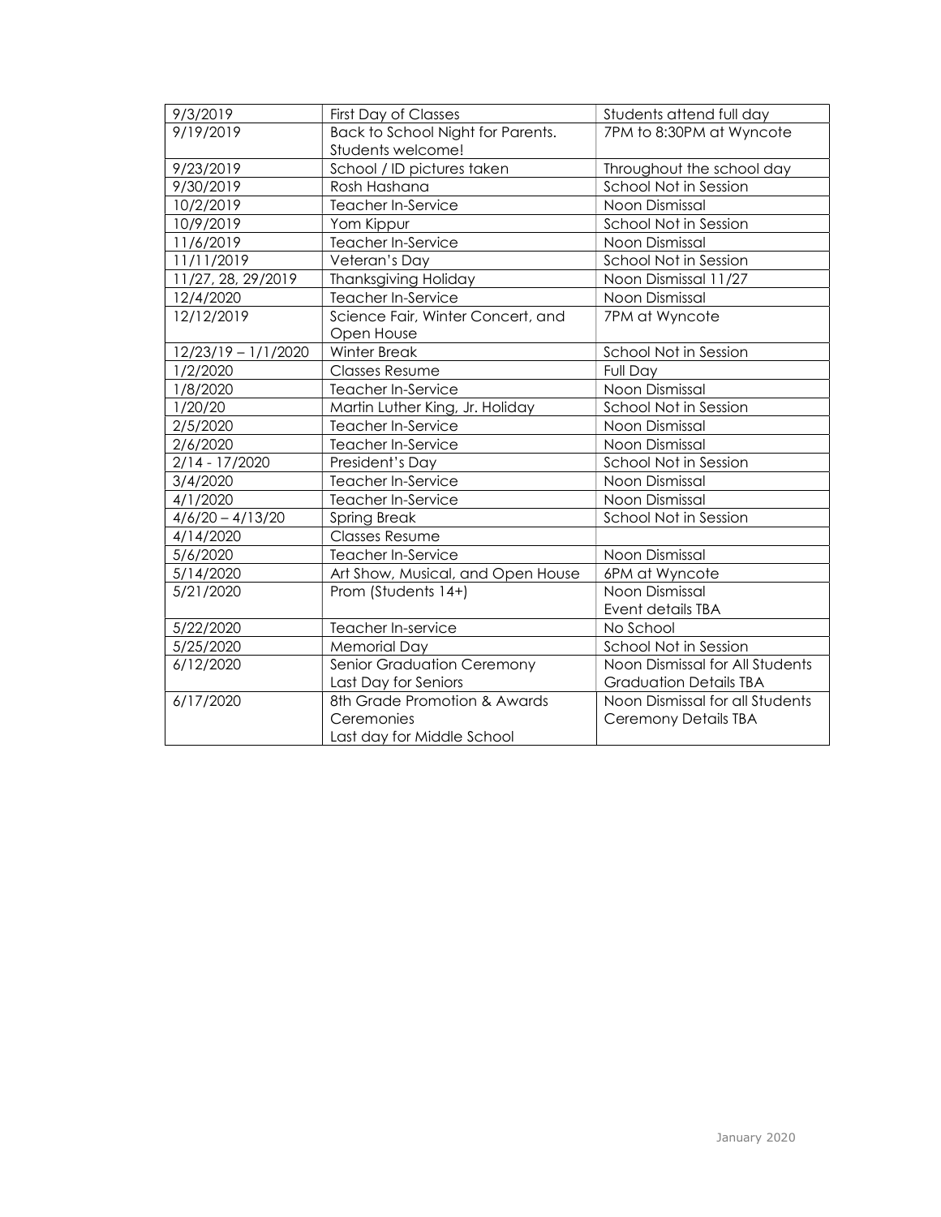| | | |
|---|---|---|
| 9/3/2019 | First Day of Classes | Students attend full day |
| 9/19/2019 | Back to School Night for Parents. Students welcome! | 7PM to 8:30PM at Wyncote |
| 9/23/2019 | School / ID pictures taken | Throughout the school day |
| 9/30/2019 | Rosh Hashana | School Not in Session |
| 10/2/2019 | Teacher In-Service | Noon Dismissal |
| 10/9/2019 | Yom Kippur | School Not in Session |
| 11/6/2019 | Teacher In-Service | Noon Dismissal |
| 11/11/2019 | Veteran's Day | School Not in Session |
| 11/27, 28, 29/2019 | Thanksgiving Holiday | Noon Dismissal 11/27 |
| 12/4/2020 | Teacher In-Service | Noon Dismissal |
| 12/12/2019 | Science Fair, Winter Concert, and Open House | 7PM at Wyncote |
| 12/23/19 – 1/1/2020 | Winter Break | School Not in Session |
| 1/2/2020 | Classes Resume | Full Day |
| 1/8/2020 | Teacher In-Service | Noon Dismissal |
| 1/20/20 | Martin Luther King, Jr. Holiday | School Not in Session |
| 2/5/2020 | Teacher In-Service | Noon Dismissal |
| 2/6/2020 | Teacher In-Service | Noon Dismissal |
| 2/14 - 17/2020 | President's Day | School Not in Session |
| 3/4/2020 | Teacher In-Service | Noon Dismissal |
| 4/1/2020 | Teacher In-Service | Noon Dismissal |
| 4/6/20 – 4/13/20 | Spring Break | School Not in Session |
| 4/14/2020 | Classes Resume | |
| 5/6/2020 | Teacher In-Service | Noon Dismissal |
| 5/14/2020 | Art Show, Musical, and Open House | 6PM at Wyncote |
| 5/21/2020 | Prom (Students 14+) | Noon Dismissal<br>Event details TBA |
| 5/22/2020 | Teacher In-service | No School |
| 5/25/2020 | Memorial Day | School Not in Session |
| 6/12/2020 | Senior Graduation Ceremony<br>Last Day for Seniors | Noon Dismissal for All Students<br>Graduation Details TBA |
| 6/17/2020 | 8th Grade Promotion & Awards Ceremonies<br>Last day for Middle School | Noon Dismissal for all Students<br>Ceremony Details TBA |

January 2020